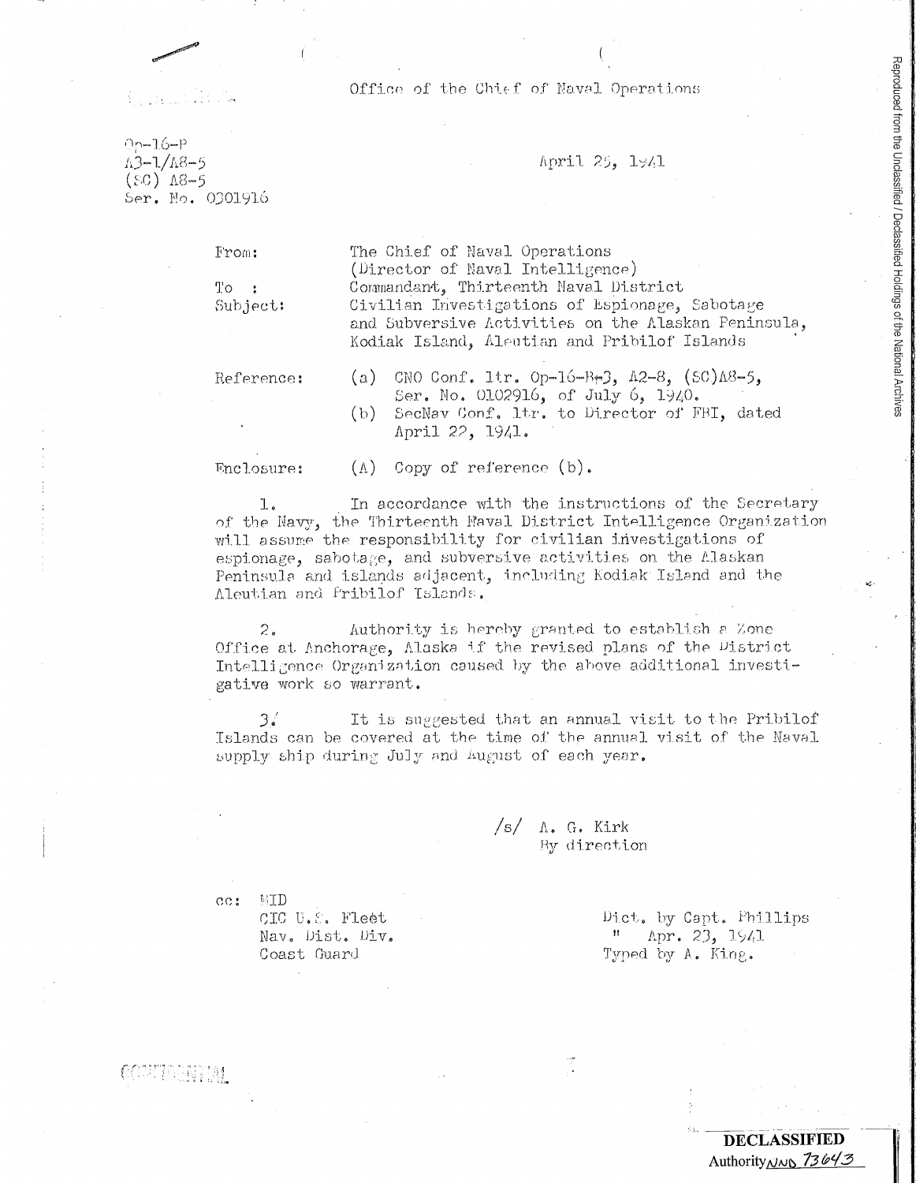Office of the Chief of Naval Operations

Op-16-P
A3-1/A8-5
(SC) A8-5
Ser. No. 0301916

April 25, 1941

From: The Chief of Naval Operations
(Director of Naval Intelligence)
To : Commandant, Thirteenth Naval District
Subject: Civilian Investigations of Espionage, Sabotage and Subversive Activities on the Alaskan Peninsula, Kodiak Island, Aleutian and Pribilof Islands

Reference: (a) CNO Conf. ltr. Op-16-B-3, A2-8, (SC)A8-5, Ser. No. 0102916, of July 6, 1940.
(b) SecNav Conf. ltr. to Director of FBI, dated April 22, 1941.

Enclosure: (A) Copy of reference (b).

1. In accordance with the instructions of the Secretary of the Navy, the Thirteenth Naval District Intelligence Organization will assume the responsibility for civilian investigations of espionage, sabotage, and subversive activities on the Alaskan Peninsula and islands adjacent, including Kodiak Island and the Aleutian and Pribilof Islands.

2. Authority is hereby granted to establish a Zone Office at Anchorage, Alaska if the revised plans of the District Intelligence Organization caused by the above additional investigative work so warrant.

3. It is suggested that an annual visit to the Pribilof Islands can be covered at the time of the annual visit of the Naval supply ship during July and August of each year.

/s/ A. G. Kirk
By direction

cc: MID
CIC U.S. Fleet
Nav. Dist. Div.
Coast Guard

Dict. by Capt. Phillips
" Apr. 23, 1941
Typed by A. King.

CONFIDENTIAL

DECLASSIFIED
Authority NND 73643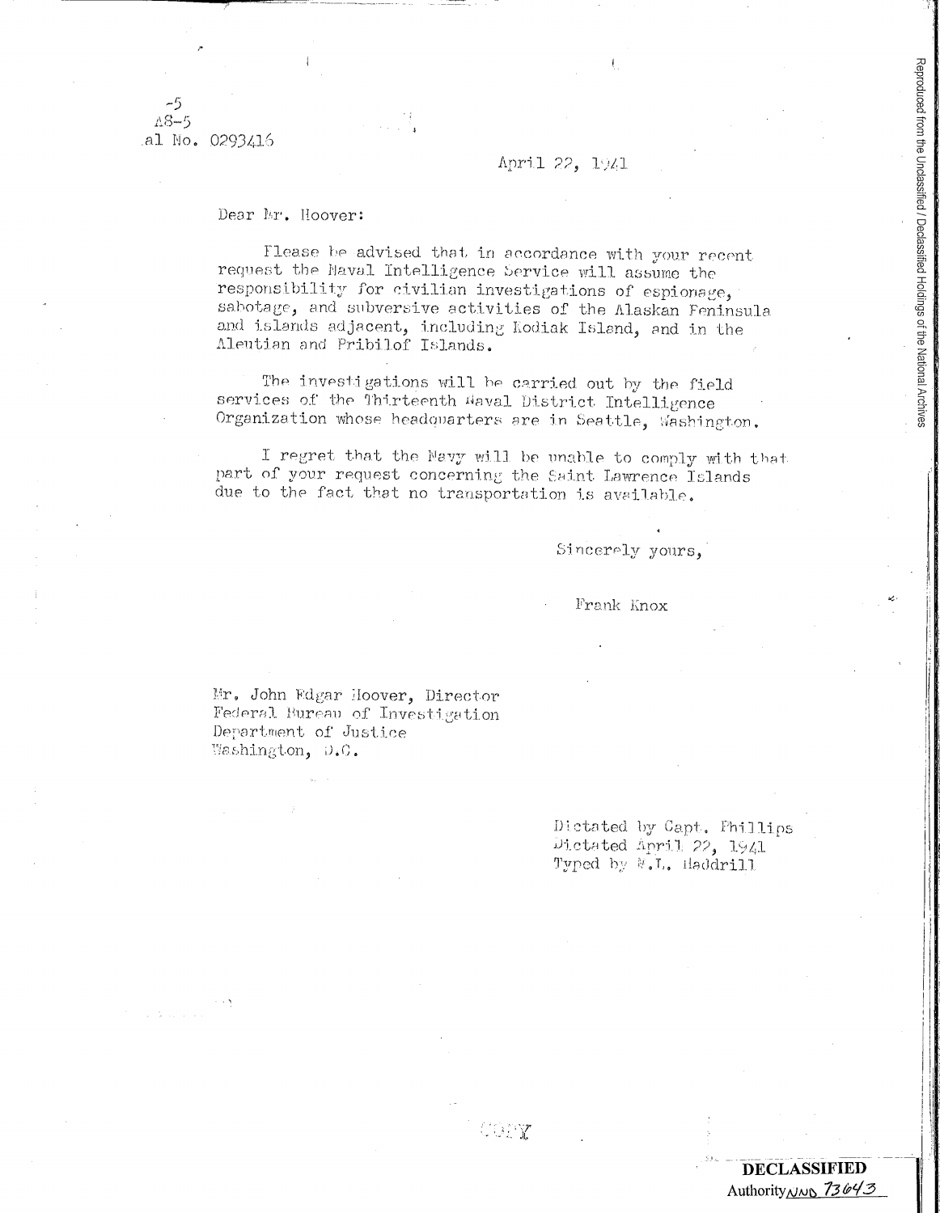-5
A8-5
al No. 0293416

April 22, 1941

Dear Mr. Hoover:

Please be advised that in accordance with your recent request the Naval Intelligence Service will assume the responsibility for civilian investigations of espionage, sabotage, and subversive activities of the Alaskan Peninsula and islands adjacent, including Kodiak Island, and in the Aleutian and Pribilof Islands.

The investigations will be carried out by the field services of the Thirteenth Naval District Intelligence Organization whose headquarters are in Seattle, Washington.

I regret that the Navy will be unable to comply with that part of your request concerning the Saint Lawrence Islands due to the fact that no transportation is available.

Sincerely yours,

Frank Knox

Mr. John Edgar Hoover, Director
Federal Bureau of Investigation
Department of Justice
Washington, D.C.

Dictated by Capt. Phillips
Dictated April 22, 1941
Typed by W.L. Haddrill

COPY

Reproduced from the Unclassified / Declassified Holdings of the National Archives

**DECLASSIFIED**
Authority NND 73643